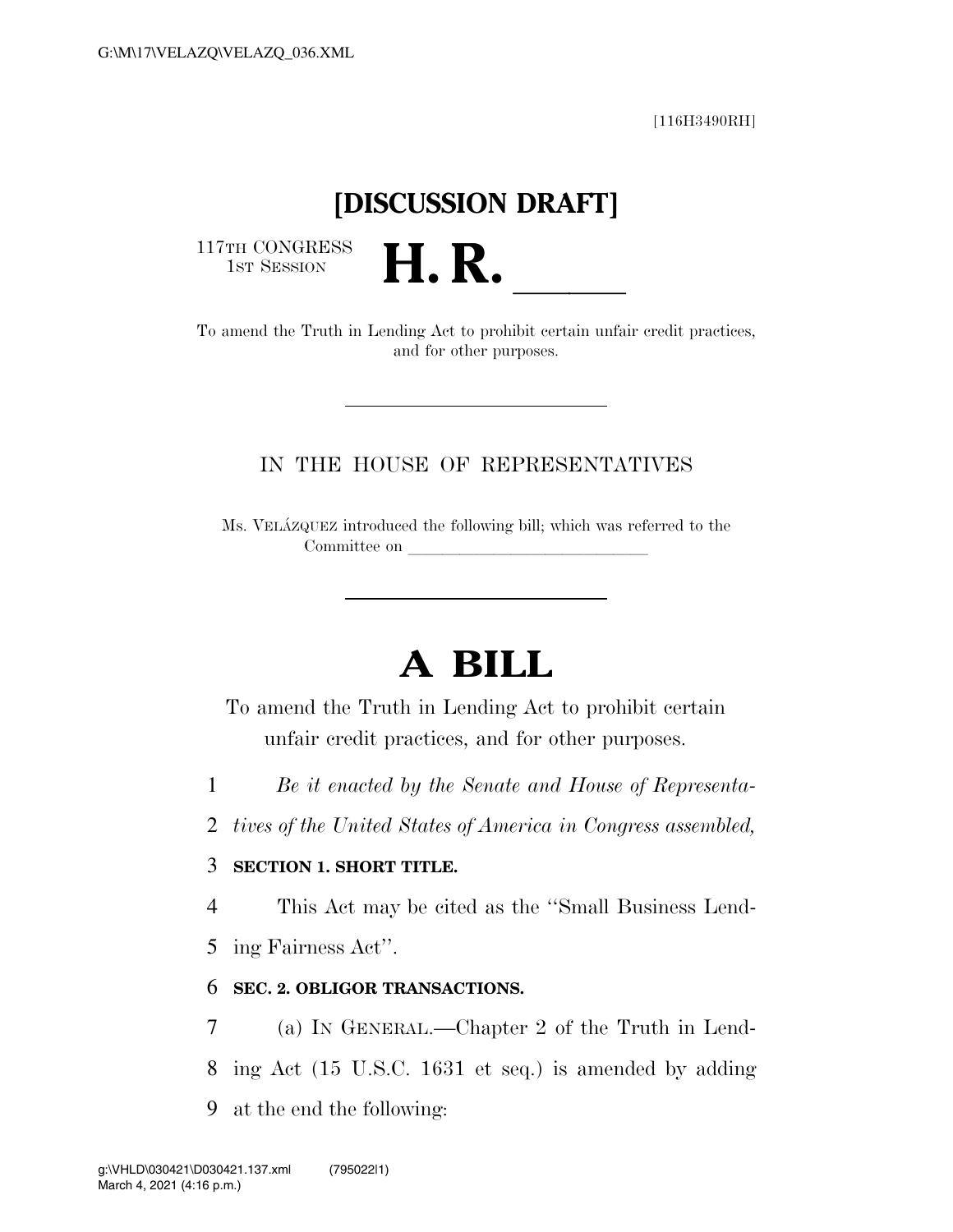[116H3490RH]

# [DISCUSSION DRAFT]

117TH CONGRESS
1ST SESSION

# H. R. \_\_\_\_\_\_

To amend the Truth in Lending Act to prohibit certain unfair credit practices, and for other purposes.

---

IN THE HOUSE OF REPRESENTATIVES

Ms. VELÁZQUEZ introduced the following bill; which was referred to the Committee on \_\_\_\_\_\_\_\_\_\_\_\_\_\_\_\_\_\_\_\_\_\_\_\_\_\_\_\_

---

# A BILL

To amend the Truth in Lending Act to prohibit certain unfair credit practices, and for other purposes.

*Be it enacted by the Senate and House of Representatives of the United States of America in Congress assembled,*

**SECTION 1. SHORT TITLE.**

This Act may be cited as the ''Small Business Lending Fairness Act''.

**SEC. 2. OBLIGOR TRANSACTIONS.**

(a) IN GENERAL.—Chapter 2 of the Truth in Lending Act (15 U.S.C. 1631 et seq.) is amended by adding at the end the following: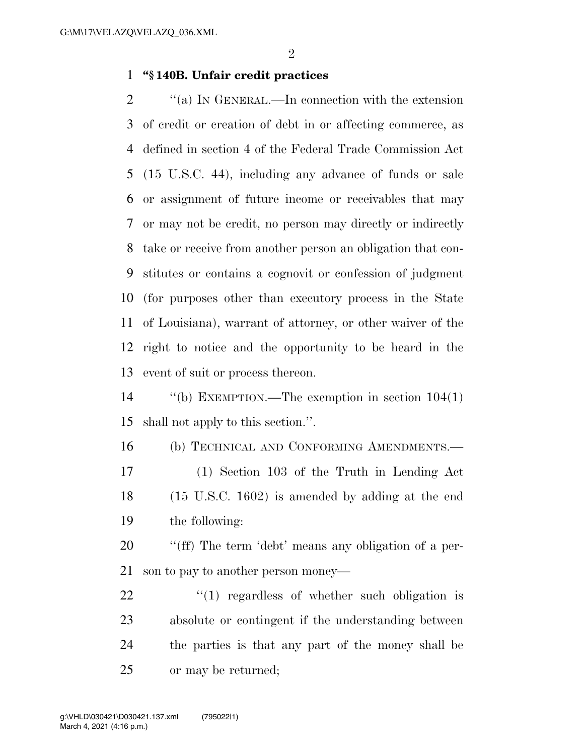**"§ 140B. Unfair credit practices**

"(a) IN GENERAL.—In connection with the extension of credit or creation of debt in or affecting commerce, as defined in section 4 of the Federal Trade Commission Act (15 U.S.C. 44), including any advance of funds or sale or assignment of future income or receivables that may or may not be credit, no person may directly or indirectly take or receive from another person an obligation that constitutes or contains a cognovit or confession of judgment (for purposes other than executory process in the State of Louisiana), warrant of attorney, or other waiver of the right to notice and the opportunity to be heard in the event of suit or process thereon.

"(b) EXEMPTION.—The exemption in section 104(1) shall not apply to this section.".

(b) TECHNICAL AND CONFORMING AMENDMENTS.—

(1) Section 103 of the Truth in Lending Act (15 U.S.C. 1602) is amended by adding at the end the following:

"(ff) The term 'debt' means any obligation of a person to pay to another person money—

"(1) regardless of whether such obligation is absolute or contingent if the understanding between the parties is that any part of the money shall be or may be returned;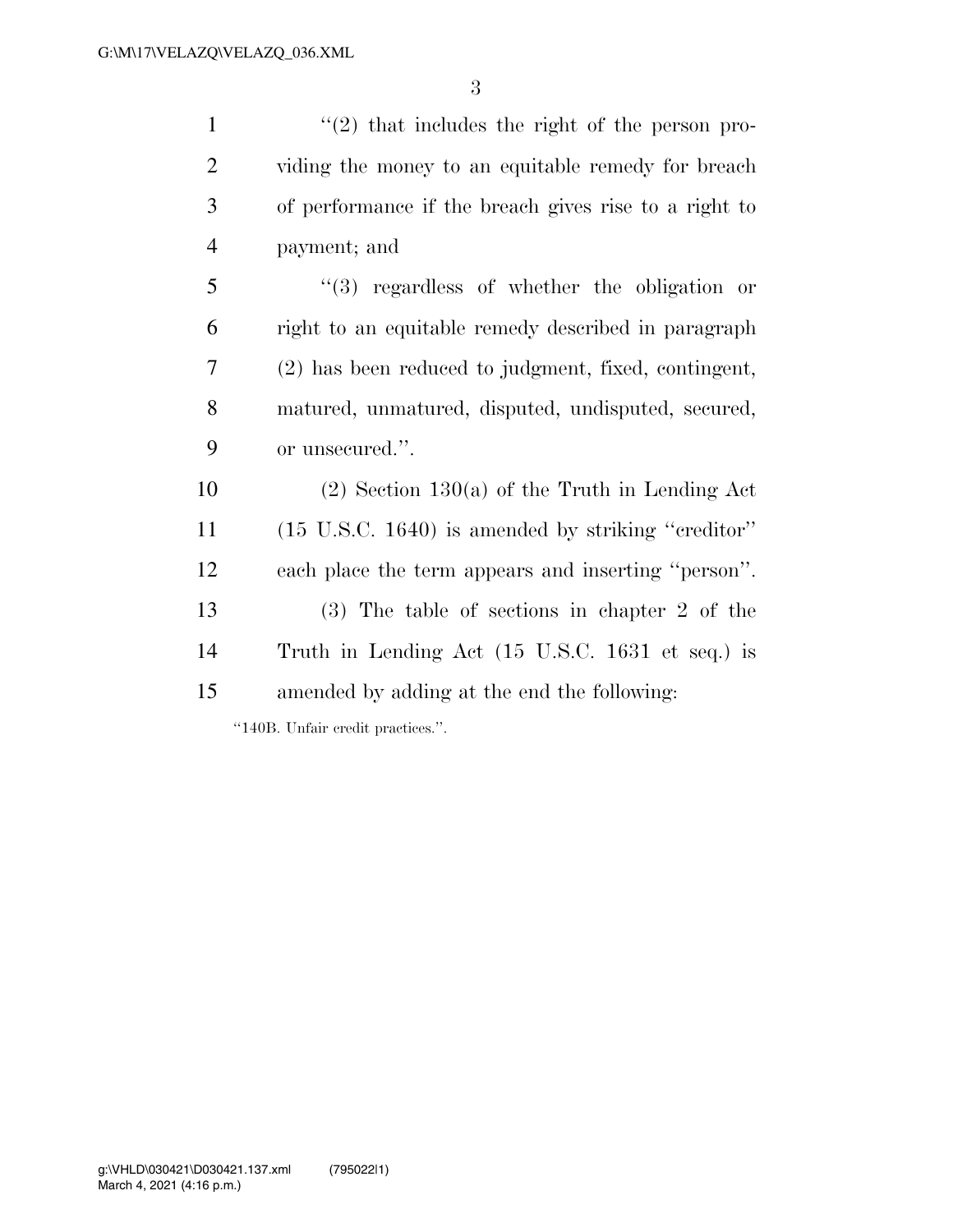''(2) that includes the right of the person providing the money to an equitable remedy for breach of performance if the breach gives rise to a right to payment; and

''(3) regardless of whether the obligation or right to an equitable remedy described in paragraph (2) has been reduced to judgment, fixed, contingent, matured, unmatured, disputed, undisputed, secured, or unsecured.''.

(2) Section 130(a) of the Truth in Lending Act (15 U.S.C. 1640) is amended by striking ''creditor'' each place the term appears and inserting ''person''.

(3) The table of sections in chapter 2 of the Truth in Lending Act (15 U.S.C. 1631 et seq.) is amended by adding at the end the following:

''140B. Unfair credit practices.''.